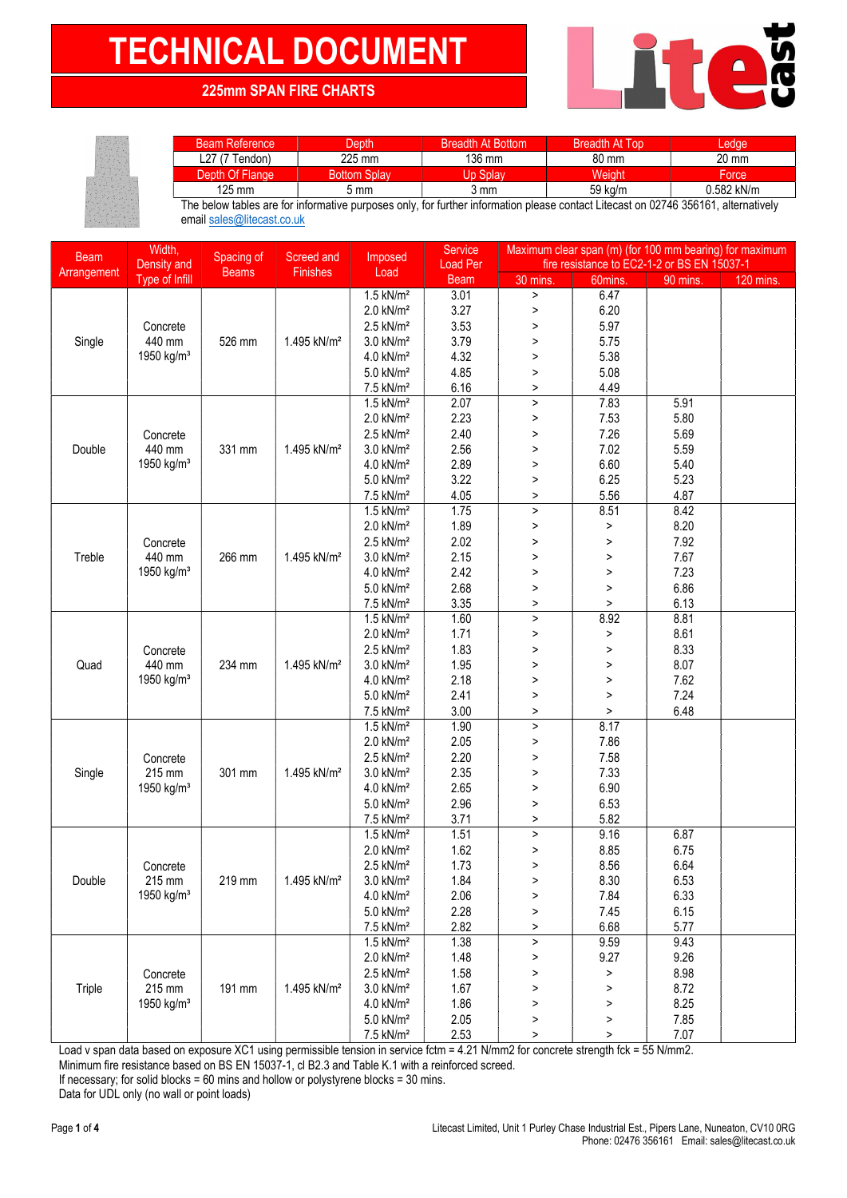# TECHNICAL DOCUMENT

## 225mm SPAN FIRE CHARTS

| Beam Reference | Depth | Breadth At Bottom | Breadth At Top | Ledge |
|---|---|---|---|---|
| L27 (7 Tendon) | 225 mm | 136 mm | 80 mm | 20 mm |
| Depth Of Flange | Bottom Splay | Up Splay | Weight | Force |
| 125 mm | 5 mm | 3 mm | 59 kg/m | 0.582 kN/m |

The below tables are for informative purposes only, for further information please contact Litecast on 02746 356161, alternatively email sales@litecast.co.uk

| Beam Arrangement | Width, Density and Type of Infill | Spacing of Beams | Screed and Finishes | Imposed Load | Service Load Per Beam | Maximum clear span (m) (for 100 mm bearing) for maximum fire resistance to EC2-1-2 or BS EN 15037-1 | | | |
|---|---|---|---|---|---|---|---|---|---|
| | | | | | | 30 mins. | 60mins. | 90 mins. | 120 mins. |
| Single | Concrete 440 mm 1950 kg/m³ | 526 mm | 1.495 kN/m² | 1.5 kN/m² | 3.01 | > | 6.47 | | |
| | | | | 2.0 kN/m² | 3.27 | > | 6.20 | | |
| | | | | 2.5 kN/m² | 3.53 | > | 5.97 | | |
| | | | | 3.0 kN/m² | 3.79 | > | 5.75 | | |
| | | | | 4.0 kN/m² | 4.32 | > | 5.38 | | |
| | | | | 5.0 kN/m² | 4.85 | > | 5.08 | | |
| | | | | 7.5 kN/m² | 6.16 | > | 4.49 | | |
| Double | Concrete 440 mm 1950 kg/m³ | 331 mm | 1.495 kN/m² | 1.5 kN/m² | 2.07 | > | 7.83 | 5.91 | |
| | | | | 2.0 kN/m² | 2.23 | > | 7.53 | 5.80 | |
| | | | | 2.5 kN/m² | 2.40 | > | 7.26 | 5.69 | |
| | | | | 3.0 kN/m² | 2.56 | > | 7.02 | 5.59 | |
| | | | | 4.0 kN/m² | 2.89 | > | 6.60 | 5.40 | |
| | | | | 5.0 kN/m² | 3.22 | > | 6.25 | 5.23 | |
| | | | | 7.5 kN/m² | 4.05 | > | 5.56 | 4.87 | |
| Treble | Concrete 440 mm 1950 kg/m³ | 266 mm | 1.495 kN/m² | 1.5 kN/m² | 1.75 | > | 8.51 | 8.42 | |
| | | | | 2.0 kN/m² | 1.89 | > | > | 8.20 | |
| | | | | 2.5 kN/m² | 2.02 | > | > | 7.92 | |
| | | | | 3.0 kN/m² | 2.15 | > | > | 7.67 | |
| | | | | 4.0 kN/m² | 2.42 | > | > | 7.23 | |
| | | | | 5.0 kN/m² | 2.68 | > | > | 6.86 | |
| | | | | 7.5 kN/m² | 3.35 | > | > | 6.13 | |
| Quad | Concrete 440 mm 1950 kg/m³ | 234 mm | 1.495 kN/m² | 1.5 kN/m² | 1.60 | > | 8.92 | 8.81 | |
| | | | | 2.0 kN/m² | 1.71 | > | > | 8.61 | |
| | | | | 2.5 kN/m² | 1.83 | > | > | 8.33 | |
| | | | | 3.0 kN/m² | 1.95 | > | > | 8.07 | |
| | | | | 4.0 kN/m² | 2.18 | > | > | 7.62 | |
| | | | | 5.0 kN/m² | 2.41 | > | > | 7.24 | |
| | | | | 7.5 kN/m² | 3.00 | > | > | 6.48 | |
| Single | Concrete 215 mm 1950 kg/m³ | 301 mm | 1.495 kN/m² | 1.5 kN/m² | 1.90 | > | 8.17 | | |
| | | | | 2.0 kN/m² | 2.05 | > | 7.86 | | |
| | | | | 2.5 kN/m² | 2.20 | > | 7.58 | | |
| | | | | 3.0 kN/m² | 2.35 | > | 7.33 | | |
| | | | | 4.0 kN/m² | 2.65 | > | 6.90 | | |
| | | | | 5.0 kN/m² | 2.96 | > | 6.53 | | |
| | | | | 7.5 kN/m² | 3.71 | > | 5.82 | | |
| Double | Concrete 215 mm 1950 kg/m³ | 219 mm | 1.495 kN/m² | 1.5 kN/m² | 1.51 | > | 9.16 | 6.87 | |
| | | | | 2.0 kN/m² | 1.62 | > | 8.85 | 6.75 | |
| | | | | 2.5 kN/m² | 1.73 | > | 8.56 | 6.64 | |
| | | | | 3.0 kN/m² | 1.84 | > | 8.30 | 6.53 | |
| | | | | 4.0 kN/m² | 2.06 | > | 7.84 | 6.33 | |
| | | | | 5.0 kN/m² | 2.28 | > | 7.45 | 6.15 | |
| | | | | 7.5 kN/m² | 2.82 | > | 6.68 | 5.77 | |
| Triple | Concrete 215 mm 1950 kg/m³ | 191 mm | 1.495 kN/m² | 1.5 kN/m² | 1.38 | > | 9.59 | 9.43 | |
| | | | | 2.0 kN/m² | 1.48 | > | 9.27 | 9.26 | |
| | | | | 2.5 kN/m² | 1.58 | > | > | 8.98 | |
| | | | | 3.0 kN/m² | 1.67 | > | > | 8.72 | |
| | | | | 4.0 kN/m² | 1.86 | > | > | 8.25 | |
| | | | | 5.0 kN/m² | 2.05 | > | > | 7.85 | |
| | | | | 7.5 kN/m² | 2.53 | > | > | 7.07 | |

Load v span data based on exposure XC1 using permissible tension in service fctm = 4.21 N/mm2 for concrete strength fck = 55 N/mm2.
Minimum fire resistance based on BS EN 15037-1, cl B2.3 and Table K.1 with a reinforced screed.
If necessary; for solid blocks = 60 mins and hollow or polystyrene blocks = 30 mins.
Data for UDL only (no wall or point loads)

Litecast Limited, Unit 1 Purley Chase Industrial Est., Pipers Lane, Nuneaton, CV10 0RG
Phone: 02476 356161 Email: sales@litecast.co.uk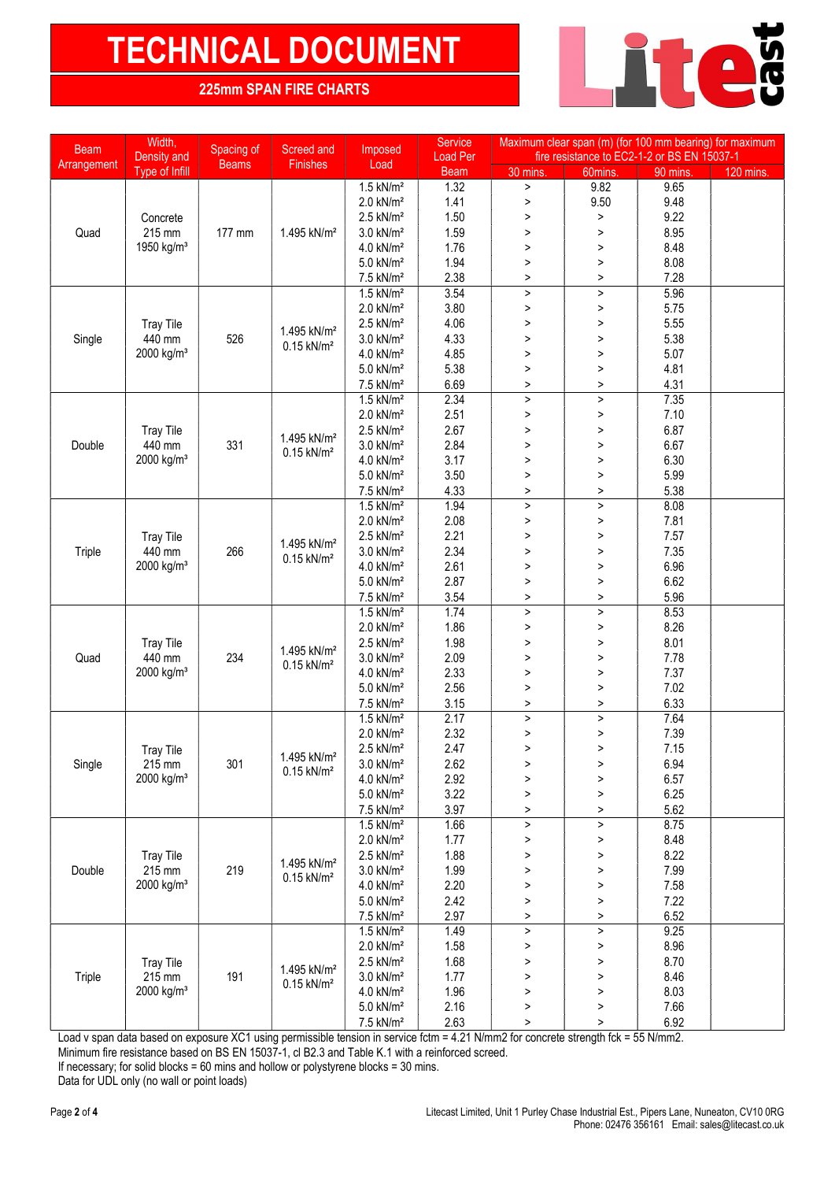# TECHNICAL DOCUMENT

## 225mm SPAN FIRE CHARTS

| Beam Arrangement | Width, Density and Type of Infill | Spacing of Beams | Screed and Finishes | Imposed Load | Service Load Per Beam | Maximum clear span (m) (for 100 mm bearing) for maximum fire resistance to EC2-1-2 or BS EN 15037-1 | | | |
|---|---|---|---|---|---|---|---|---|---|
| | | | | | | 30 mins. | 60mins. | 90 mins. | 120 mins. |
| Quad | Concrete 215 mm 1950 kg/m³ | 177 mm | 1.495 kN/m² | 1.5 kN/m² | 1.32 | > | 9.82 | 9.65 | |
| | | | | 2.0 kN/m² | 1.41 | > | 9.50 | 9.48 | |
| | | | | 2.5 kN/m² | 1.50 | > | > | 9.22 | |
| | | | | 3.0 kN/m² | 1.59 | > | > | 8.95 | |
| | | | | 4.0 kN/m² | 1.76 | > | > | 8.48 | |
| | | | | 5.0 kN/m² | 1.94 | > | > | 8.08 | |
| | | | | 7.5 kN/m² | 2.38 | > | > | 7.28 | |
| Single | Tray Tile 440 mm 2000 kg/m³ | 526 | 1.495 kN/m² 0.15 kN/m² | 1.5 kN/m² | 3.54 | > | > | 5.96 | |
| | | | | 2.0 kN/m² | 3.80 | > | > | 5.75 | |
| | | | | 2.5 kN/m² | 4.06 | > | > | 5.55 | |
| | | | | 3.0 kN/m² | 4.33 | > | > | 5.38 | |
| | | | | 4.0 kN/m² | 4.85 | > | > | 5.07 | |
| | | | | 5.0 kN/m² | 5.38 | > | > | 4.81 | |
| | | | | 7.5 kN/m² | 6.69 | > | > | 4.31 | |
| Double | Tray Tile 440 mm 2000 kg/m³ | 331 | 1.495 kN/m² 0.15 kN/m² | 1.5 kN/m² | 2.34 | > | > | 7.35 | |
| | | | | 2.0 kN/m² | 2.51 | > | > | 7.10 | |
| | | | | 2.5 kN/m² | 2.67 | > | > | 6.87 | |
| | | | | 3.0 kN/m² | 2.84 | > | > | 6.67 | |
| | | | | 4.0 kN/m² | 3.17 | > | > | 6.30 | |
| | | | | 5.0 kN/m² | 3.50 | > | > | 5.99 | |
| | | | | 7.5 kN/m² | 4.33 | > | > | 5.38 | |
| Triple | Tray Tile 440 mm 2000 kg/m³ | 266 | 1.495 kN/m² 0.15 kN/m² | 1.5 kN/m² | 1.94 | > | > | 8.08 | |
| | | | | 2.0 kN/m² | 2.08 | > | > | 7.81 | |
| | | | | 2.5 kN/m² | 2.21 | > | > | 7.57 | |
| | | | | 3.0 kN/m² | 2.34 | > | > | 7.35 | |
| | | | | 4.0 kN/m² | 2.61 | > | > | 6.96 | |
| | | | | 5.0 kN/m² | 2.87 | > | > | 6.62 | |
| | | | | 7.5 kN/m² | 3.54 | > | > | 5.96 | |
| Quad | Tray Tile 440 mm 2000 kg/m³ | 234 | 1.495 kN/m² 0.15 kN/m² | 1.5 kN/m² | 1.74 | > | > | 8.53 | |
| | | | | 2.0 kN/m² | 1.86 | > | > | 8.26 | |
| | | | | 2.5 kN/m² | 1.98 | > | > | 8.01 | |
| | | | | 3.0 kN/m² | 2.09 | > | > | 7.78 | |
| | | | | 4.0 kN/m² | 2.33 | > | > | 7.37 | |
| | | | | 5.0 kN/m² | 2.56 | > | > | 7.02 | |
| | | | | 7.5 kN/m² | 3.15 | > | > | 6.33 | |
| Single | Tray Tile 215 mm 2000 kg/m³ | 301 | 1.495 kN/m² 0.15 kN/m² | 1.5 kN/m² | 2.17 | > | > | 7.64 | |
| | | | | 2.0 kN/m² | 2.32 | > | > | 7.39 | |
| | | | | 2.5 kN/m² | 2.47 | > | > | 7.15 | |
| | | | | 3.0 kN/m² | 2.62 | > | > | 6.94 | |
| | | | | 4.0 kN/m² | 2.92 | > | > | 6.57 | |
| | | | | 5.0 kN/m² | 3.22 | > | > | 6.25 | |
| | | | | 7.5 kN/m² | 3.97 | > | > | 5.62 | |
| Double | Tray Tile 215 mm 2000 kg/m³ | 219 | 1.495 kN/m² 0.15 kN/m² | 1.5 kN/m² | 1.66 | > | > | 8.75 | |
| | | | | 2.0 kN/m² | 1.77 | > | > | 8.48 | |
| | | | | 2.5 kN/m² | 1.88 | > | > | 8.22 | |
| | | | | 3.0 kN/m² | 1.99 | > | > | 7.99 | |
| | | | | 4.0 kN/m² | 2.20 | > | > | 7.58 | |
| | | | | 5.0 kN/m² | 2.42 | > | > | 7.22 | |
| | | | | 7.5 kN/m² | 2.97 | > | > | 6.52 | |
| Triple | Tray Tile 215 mm 2000 kg/m³ | 191 | 1.495 kN/m² 0.15 kN/m² | 1.5 kN/m² | 1.49 | > | > | 9.25 | |
| | | | | 2.0 kN/m² | 1.58 | > | > | 8.96 | |
| | | | | 2.5 kN/m² | 1.68 | > | > | 8.70 | |
| | | | | 3.0 kN/m² | 1.77 | > | > | 8.46 | |
| | | | | 4.0 kN/m² | 1.96 | > | > | 8.03 | |
| | | | | 5.0 kN/m² | 2.16 | > | > | 7.66 | |
| | | | | 7.5 kN/m² | 2.63 | > | > | 6.92 | |

Load v span data based on exposure XC1 using permissible tension in service fctm = 4.21 N/mm2 for concrete strength fck = 55 N/mm2.

Minimum fire resistance based on BS EN 15037-1, cl B2.3 and Table K.1 with a reinforced screed.

If necessary; for solid blocks = 60 mins and hollow or polystyrene blocks = 30 mins.

Data for UDL only (no wall or point loads)

Litecast Limited, Unit 1 Purley Chase Industrial Est., Pipers Lane, Nuneaton, CV10 0RG
Phone: 02476 356161 Email: sales@litecast.co.uk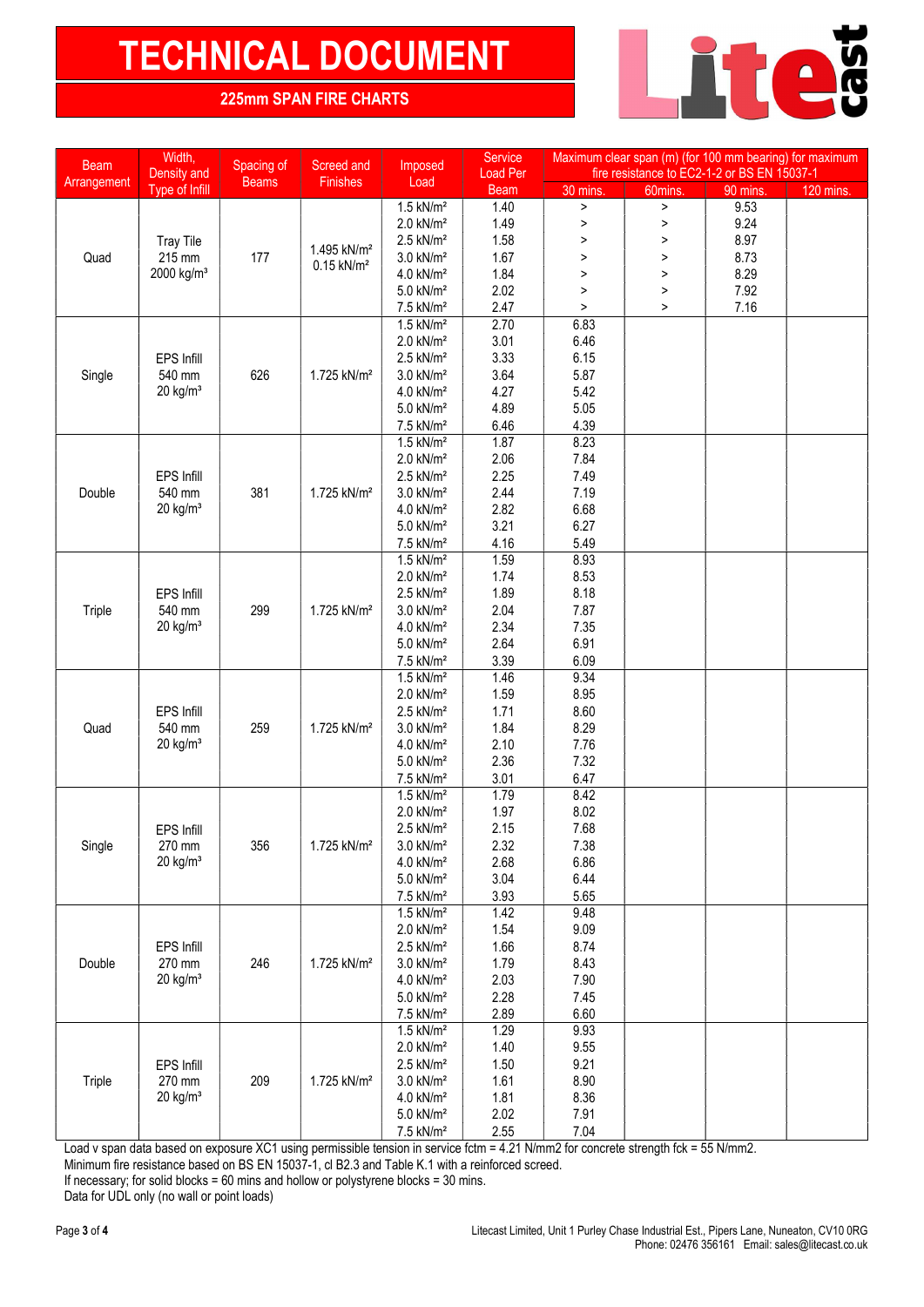# TECHNICAL DOCUMENT

## 225mm SPAN FIRE CHARTS

| Beam Arrangement | Width, Density and Type of Infill | Spacing of Beams | Screed and Finishes | Imposed Load | Service Load Per Beam | Maximum clear span (m) (for 100 mm bearing) for maximum fire resistance to EC2-1-2 or BS EN 15037-1 | | | |
|---|---|---|---|---|---|---|---|---|---|
| | | | | | | 30 mins. | 60mins. | 90 mins. | 120 mins. |
| Quad | Tray Tile 215 mm 2000 kg/m³ | 177 | 1.495 kN/m² 0.15 kN/m² | 1.5 kN/m² | 1.40 | > | > | 9.53 | |
| | | | | 2.0 kN/m² | 1.49 | > | > | 9.24 | |
| | | | | 2.5 kN/m² | 1.58 | > | > | 8.97 | |
| | | | | 3.0 kN/m² | 1.67 | > | > | 8.73 | |
| | | | | 4.0 kN/m² | 1.84 | > | > | 8.29 | |
| | | | | 5.0 kN/m² | 2.02 | > | > | 7.92 | |
| | | | | 7.5 kN/m² | 2.47 | > | > | 7.16 | |
| Single | EPS Infill 540 mm 20 kg/m³ | 626 | 1.725 kN/m² | 1.5 kN/m² | 2.70 | 6.83 | | | |
| | | | | 2.0 kN/m² | 3.01 | 6.46 | | | |
| | | | | 2.5 kN/m² | 3.33 | 6.15 | | | |
| | | | | 3.0 kN/m² | 3.64 | 5.87 | | | |
| | | | | 4.0 kN/m² | 4.27 | 5.42 | | | |
| | | | | 5.0 kN/m² | 4.89 | 5.05 | | | |
| | | | | 7.5 kN/m² | 6.46 | 4.39 | | | |
| Double | EPS Infill 540 mm 20 kg/m³ | 381 | 1.725 kN/m² | 1.5 kN/m² | 1.87 | 8.23 | | | |
| | | | | 2.0 kN/m² | 2.06 | 7.84 | | | |
| | | | | 2.5 kN/m² | 2.25 | 7.49 | | | |
| | | | | 3.0 kN/m² | 2.44 | 7.19 | | | |
| | | | | 4.0 kN/m² | 2.82 | 6.68 | | | |
| | | | | 5.0 kN/m² | 3.21 | 6.27 | | | |
| | | | | 7.5 kN/m² | 4.16 | 5.49 | | | |
| Triple | EPS Infill 540 mm 20 kg/m³ | 299 | 1.725 kN/m² | 1.5 kN/m² | 1.59 | 8.93 | | | |
| | | | | 2.0 kN/m² | 1.74 | 8.53 | | | |
| | | | | 2.5 kN/m² | 1.89 | 8.18 | | | |
| | | | | 3.0 kN/m² | 2.04 | 7.87 | | | |
| | | | | 4.0 kN/m² | 2.34 | 7.35 | | | |
| | | | | 5.0 kN/m² | 2.64 | 6.91 | | | |
| | | | | 7.5 kN/m² | 3.39 | 6.09 | | | |
| Quad | EPS Infill 540 mm 20 kg/m³ | 259 | 1.725 kN/m² | 1.5 kN/m² | 1.46 | 9.34 | | | |
| | | | | 2.0 kN/m² | 1.59 | 8.95 | | | |
| | | | | 2.5 kN/m² | 1.71 | 8.60 | | | |
| | | | | 3.0 kN/m² | 1.84 | 8.29 | | | |
| | | | | 4.0 kN/m² | 2.10 | 7.76 | | | |
| | | | | 5.0 kN/m² | 2.36 | 7.32 | | | |
| | | | | 7.5 kN/m² | 3.01 | 6.47 | | | |
| Single | EPS Infill 270 mm 20 kg/m³ | 356 | 1.725 kN/m² | 1.5 kN/m² | 1.79 | 8.42 | | | |
| | | | | 2.0 kN/m² | 1.97 | 8.02 | | | |
| | | | | 2.5 kN/m² | 2.15 | 7.68 | | | |
| | | | | 3.0 kN/m² | 2.32 | 7.38 | | | |
| | | | | 4.0 kN/m² | 2.68 | 6.86 | | | |
| | | | | 5.0 kN/m² | 3.04 | 6.44 | | | |
| | | | | 7.5 kN/m² | 3.93 | 5.65 | | | |
| Double | EPS Infill 270 mm 20 kg/m³ | 246 | 1.725 kN/m² | 1.5 kN/m² | 1.42 | 9.48 | | | |
| | | | | 2.0 kN/m² | 1.54 | 9.09 | | | |
| | | | | 2.5 kN/m² | 1.66 | 8.74 | | | |
| | | | | 3.0 kN/m² | 1.79 | 8.43 | | | |
| | | | | 4.0 kN/m² | 2.03 | 7.90 | | | |
| | | | | 5.0 kN/m² | 2.28 | 7.45 | | | |
| | | | | 7.5 kN/m² | 2.89 | 6.60 | | | |
| Triple | EPS Infill 270 mm 20 kg/m³ | 209 | 1.725 kN/m² | 1.5 kN/m² | 1.29 | 9.93 | | | |
| | | | | 2.0 kN/m² | 1.40 | 9.55 | | | |
| | | | | 2.5 kN/m² | 1.50 | 9.21 | | | |
| | | | | 3.0 kN/m² | 1.61 | 8.90 | | | |
| | | | | 4.0 kN/m² | 1.81 | 8.36 | | | |
| | | | | 5.0 kN/m² | 2.02 | 7.91 | | | |
| | | | | 7.5 kN/m² | 2.55 | 7.04 | | | |

Load v span data based on exposure XC1 using permissible tension in service fctm = 4.21 N/mm2 for concrete strength fck = 55 N/mm2.
Minimum fire resistance based on BS EN 15037-1, cl B2.3 and Table K.1 with a reinforced screed.
If necessary; for solid blocks = 60 mins and hollow or polystyrene blocks = 30 mins.
Data for UDL only (no wall or point loads)

Litecast Limited, Unit 1 Purley Chase Industrial Est., Pipers Lane, Nuneaton, CV10 0RG
Phone: 02476 356161 Email: sales@litecast.co.uk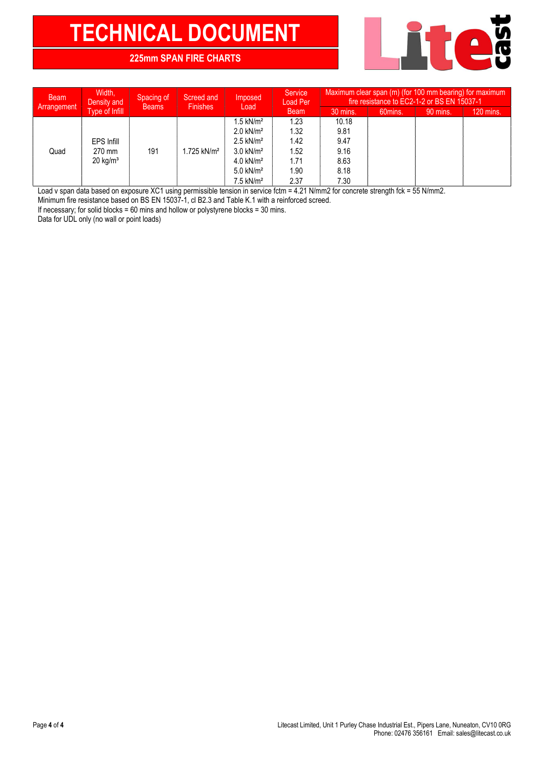# TECHNICAL DOCUMENT

## 225mm SPAN FIRE CHARTS

| Beam Arrangement | Width, Density and Type of Infill | Spacing of Beams | Screed and Finishes | Imposed Load | Service Load Per Beam | Maximum clear span (m) (for 100 mm bearing) for maximum fire resistance to EC2-1-2 or BS EN 15037-1 | | | |
|---|---|---|---|---|---|---|---|---|---|
| | | | | | | 30 mins. | 60mins. | 90 mins. | 120 mins. |
| Quad | EPS Infill 270 mm 20 kg/m³ | 191 | 1.725 kN/m² | 1.5 kN/m² | 1.23 | 10.18 | | | |
| | | | | 2.0 kN/m² | 1.32 | 9.81 | | | |
| | | | | 2.5 kN/m² | 1.42 | 9.47 | | | |
| | | | | 3.0 kN/m² | 1.52 | 9.16 | | | |
| | | | | 4.0 kN/m² | 1.71 | 8.63 | | | |
| | | | | 5.0 kN/m² | 1.90 | 8.18 | | | |
| | | | | 7.5 kN/m² | 2.37 | 7.30 | | | |

Load v span data based on exposure XC1 using permissible tension in service fctm = 4.21 N/mm2 for concrete strength fck = 55 N/mm2.
Minimum fire resistance based on BS EN 15037-1, cl B2.3 and Table K.1 with a reinforced screed.
If necessary; for solid blocks = 60 mins and hollow or polystyrene blocks = 30 mins.
Data for UDL only (no wall or point loads)

Litecast Limited, Unit 1 Purley Chase Industrial Est., Pipers Lane, Nuneaton, CV10 0RG
Phone: 02476 356161 Email: sales@litecast.co.uk